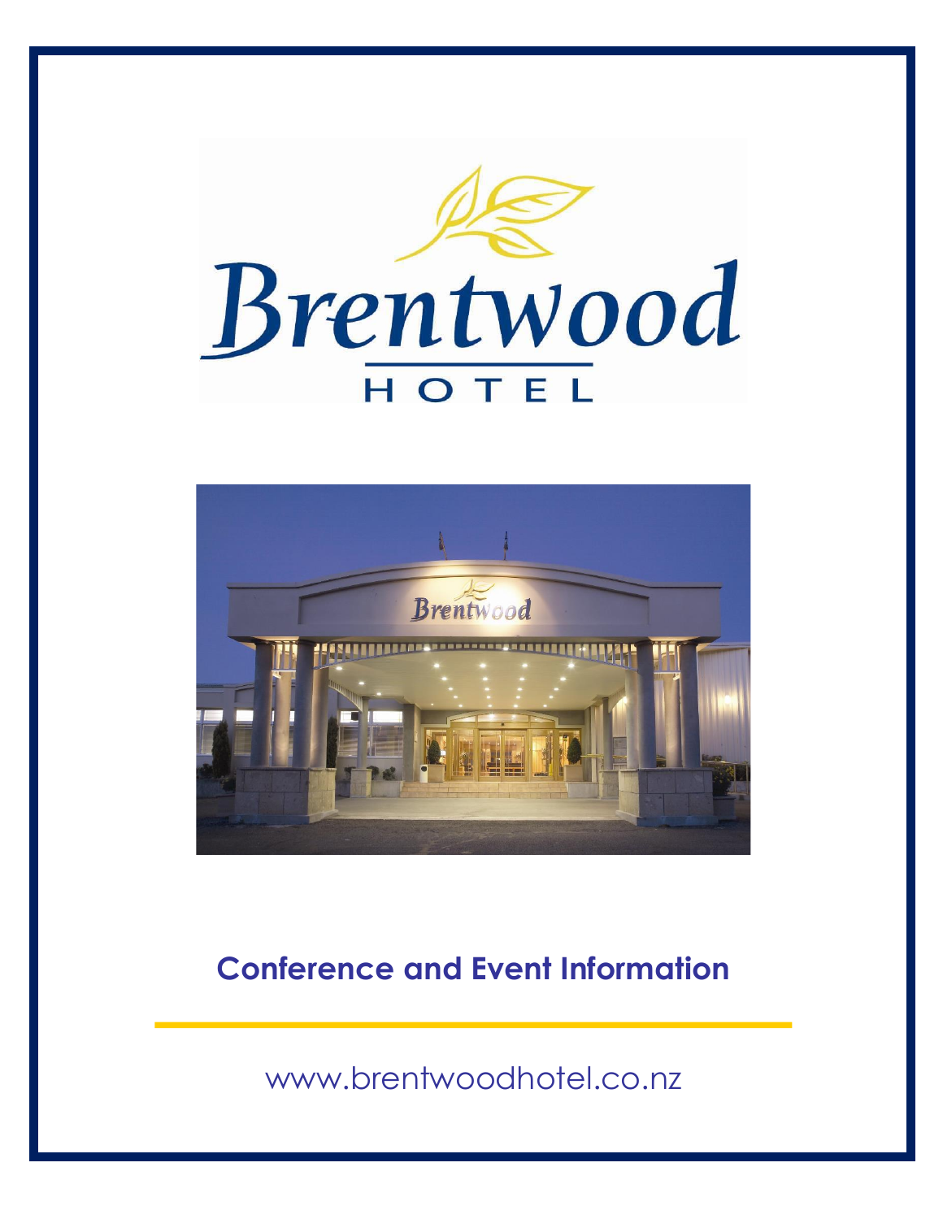# Brentwood HOTEL

## Conference and Event Information

www.brentwoodhotel.co.nz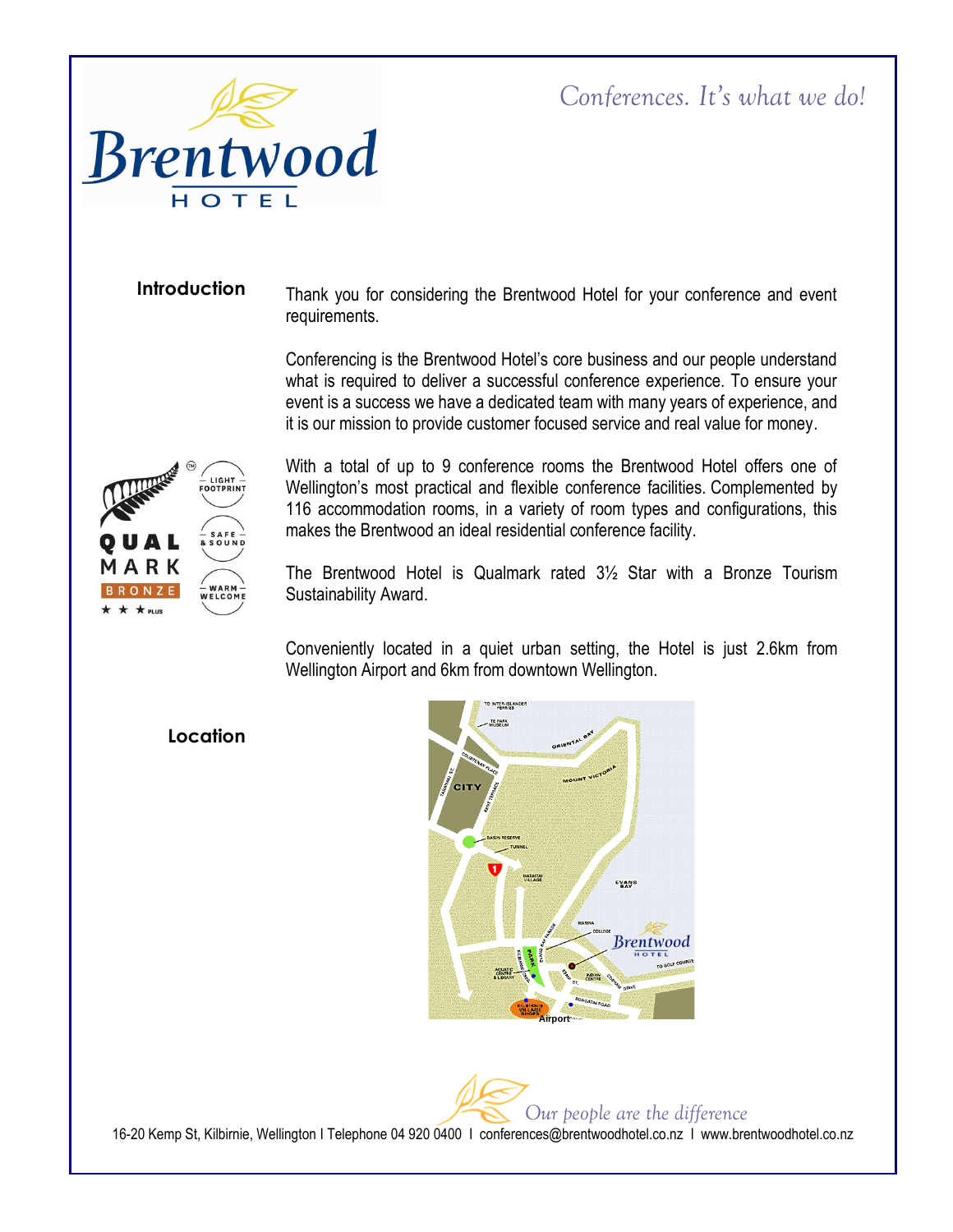Brentwood HOTEL

*Conferences. It's what we do!*

## Introduction

Thank you for considering the Brentwood Hotel for your conference and event requirements.

Conferencing is the Brentwood Hotel's core business and our people understand what is required to deliver a successful conference experience. To ensure your event is a success we have a dedicated team with many years of experience, and it is our mission to provide customer focused service and real value for money.

With a total of up to 9 conference rooms the Brentwood Hotel offers one of Wellington's most practical and flexible conference facilities. Complemented by 116 accommodation rooms, in a variety of room types and configurations, this makes the Brentwood an ideal residential conference facility.

The Brentwood Hotel is Qualmark rated 3½ Star with a Bronze Tourism Sustainability Award.

Conveniently located in a quiet urban setting, the Hotel is just 2.6km from Wellington Airport and 6km from downtown Wellington.

## Location

*Our people are the difference*

16-20 Kemp St, Kilbirnie, Wellington I Telephone 04 920 0400 I conferences@brentwoodhotel.co.nz I www.brentwoodhotel.co.nz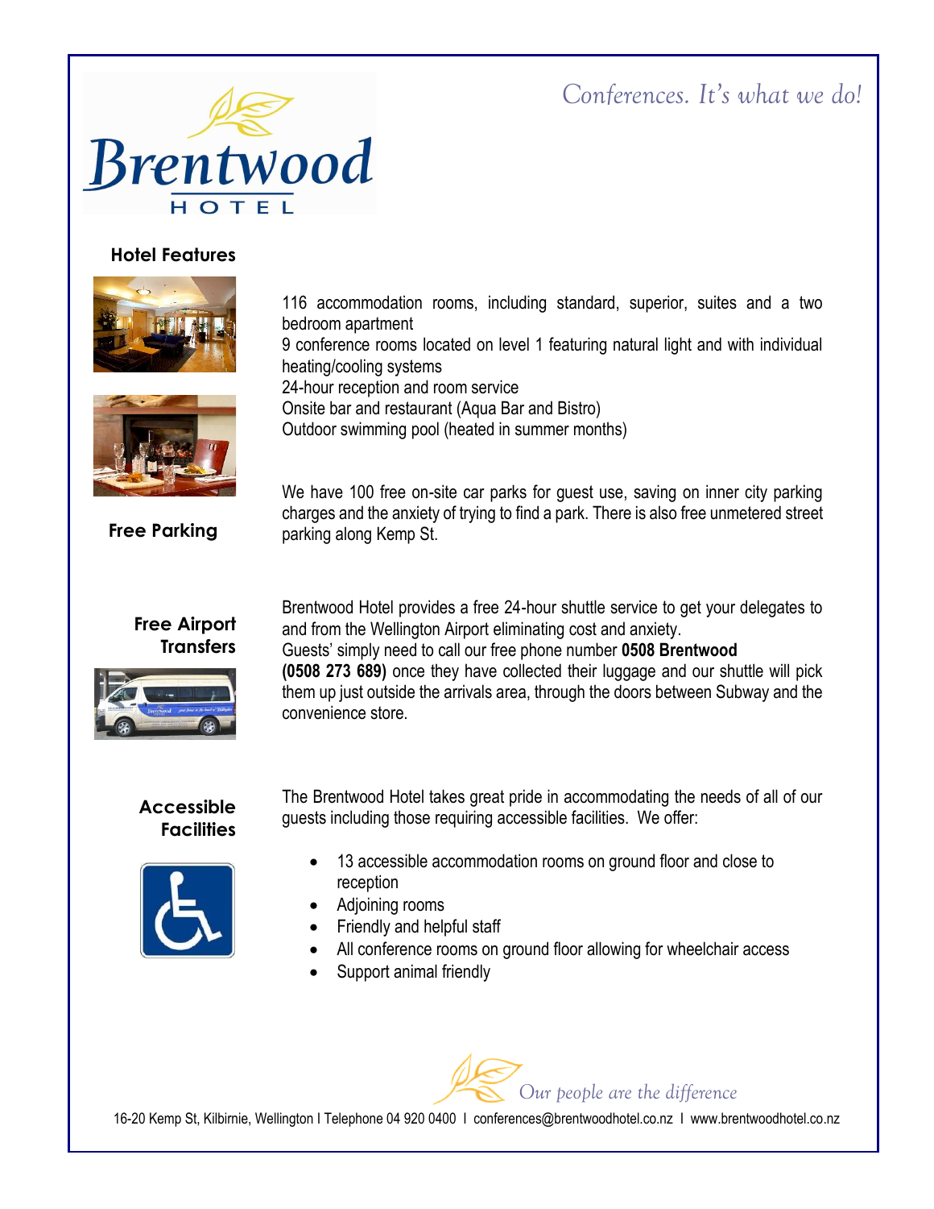# Brentwood HOTEL

*Conferences. It's what we do!*

## Hotel Features

116 accommodation rooms, including standard, superior, suites and a two bedroom apartment
9 conference rooms located on level 1 featuring natural light and with individual heating/cooling systems
24-hour reception and room service
Onsite bar and restaurant (Aqua Bar and Bistro)
Outdoor swimming pool (heated in summer months)

## Free Parking

We have 100 free on-site car parks for guest use, saving on inner city parking charges and the anxiety of trying to find a park. There is also free unmetered street parking along Kemp St.

## Free Airport Transfers

Brentwood Hotel provides a free 24-hour shuttle service to get your delegates to and from the Wellington Airport eliminating cost and anxiety.
Guests' simply need to call our free phone number **0508 Brentwood (0508 273 689)** once they have collected their luggage and our shuttle will pick them up just outside the arrivals area, through the doors between Subway and the convenience store.

## Accessible Facilities

The Brentwood Hotel takes great pride in accommodating the needs of all of our guests including those requiring accessible facilities. We offer:

- 13 accessible accommodation rooms on ground floor and close to reception
- Adjoining rooms
- Friendly and helpful staff
- All conference rooms on ground floor allowing for wheelchair access
- Support animal friendly

*Our people are the difference*

16-20 Kemp St, Kilbirnie, Wellington I Telephone 04 920 0400 I conferences@brentwoodhotel.co.nz I www.brentwoodhotel.co.nz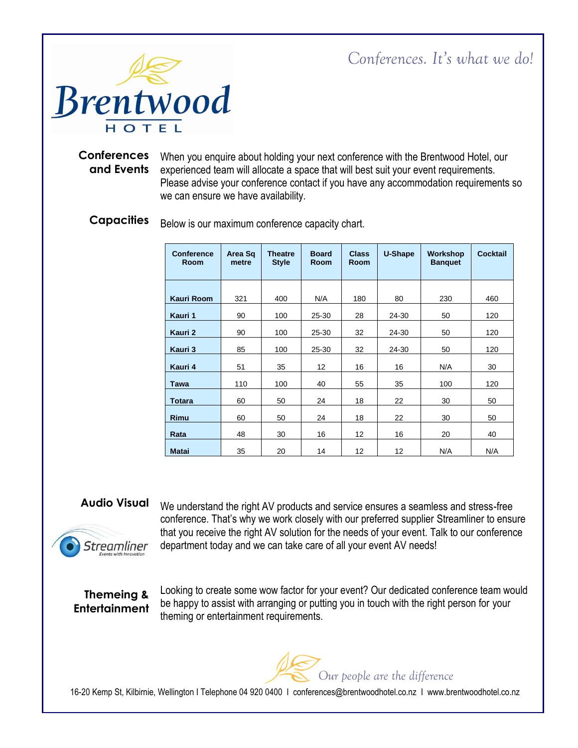Brentwood HOTEL

*Conferences. It's what we do!*

## Conferences and Events

When you enquire about holding your next conference with the Brentwood Hotel, our experienced team will allocate a space that will best suit your event requirements. Please advise your conference contact if you have any accommodation requirements so we can ensure we have availability.

## Capacities

Below is our maximum conference capacity chart.

| Conference Room | Area Sq metre | Theatre Style | Board Room | Class Room | U-Shape | Workshop Banquet | Cocktail |
|---|---|---|---|---|---|---|---|
| **Kauri Room** | 321 | 400 | N/A | 180 | 80 | 230 | 460 |
| **Kauri 1** | 90 | 100 | 25-30 | 28 | 24-30 | 50 | 120 |
| **Kauri 2** | 90 | 100 | 25-30 | 32 | 24-30 | 50 | 120 |
| **Kauri 3** | 85 | 100 | 25-30 | 32 | 24-30 | 50 | 120 |
| **Kauri 4** | 51 | 35 | 12 | 16 | 16 | N/A | 30 |
| **Tawa** | 110 | 100 | 40 | 55 | 35 | 100 | 120 |
| **Totara** | 60 | 50 | 24 | 18 | 22 | 30 | 50 |
| **Rimu** | 60 | 50 | 24 | 18 | 22 | 30 | 50 |
| **Rata** | 48 | 30 | 16 | 12 | 16 | 20 | 40 |
| **Matai** | 35 | 20 | 14 | 12 | 12 | N/A | N/A |

## Audio Visual

Streamliner – Events with Innovation

We understand the right AV products and service ensures a seamless and stress-free conference. That's why we work closely with our preferred supplier Streamliner to ensure that you receive the right AV solution for the needs of your event. Talk to our conference department today and we can take care of all your event AV needs!

## Themeing & Entertainment

Looking to create some wow factor for your event? Our dedicated conference team would be happy to assist with arranging or putting you in touch with the right person for your theming or entertainment requirements.

*Our people are the difference*

16-20 Kemp St, Kilbirnie, Wellington I Telephone 04 920 0400 I conferences@brentwoodhotel.co.nz I www.brentwoodhotel.co.nz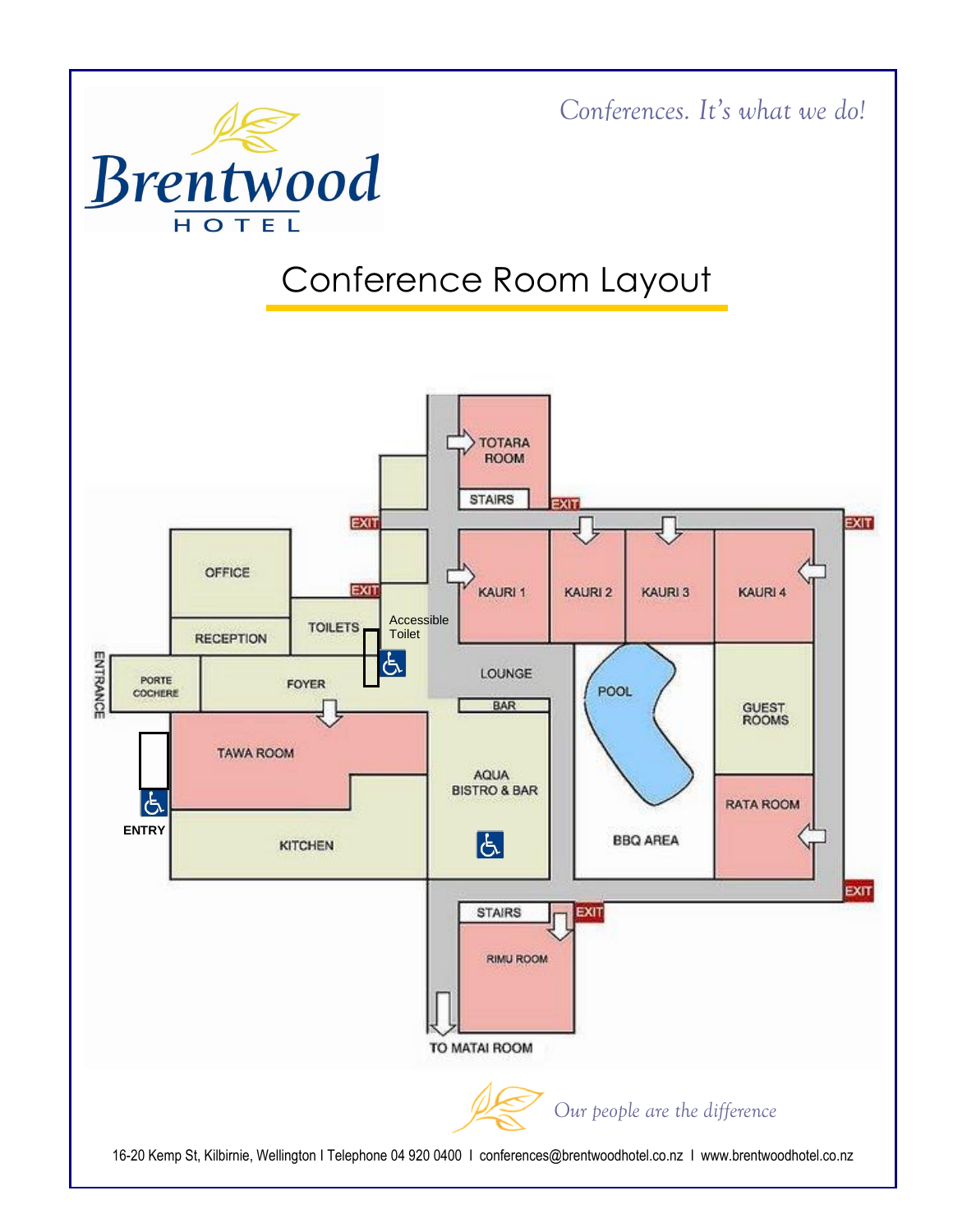Brentwood HOTEL

*Conferences. It's what we do!*

# Conference Room Layout

TOTARA ROOM

STAIRS

EXIT

OFFICE

KAURI 1

KAURI 2

KAURI 3

KAURI 4

RECEPTION

TOILETS

Accessible Toilet

ENTRANCE

PORTE COCHERE

FOYER

LOUNGE

BAR

POOL

GUEST ROOMS

TAWA ROOM

AQUA BISTRO & BAR

ENTRY

KITCHEN

BBQ AREA

RATA ROOM

STAIRS

RIMU ROOM

TO MATAI ROOM

*Our people are the difference*

16-20 Kemp St, Kilbirnie, Wellington I Telephone 04 920 0400 I conferences@brentwoodhotel.co.nz I www.brentwoodhotel.co.nz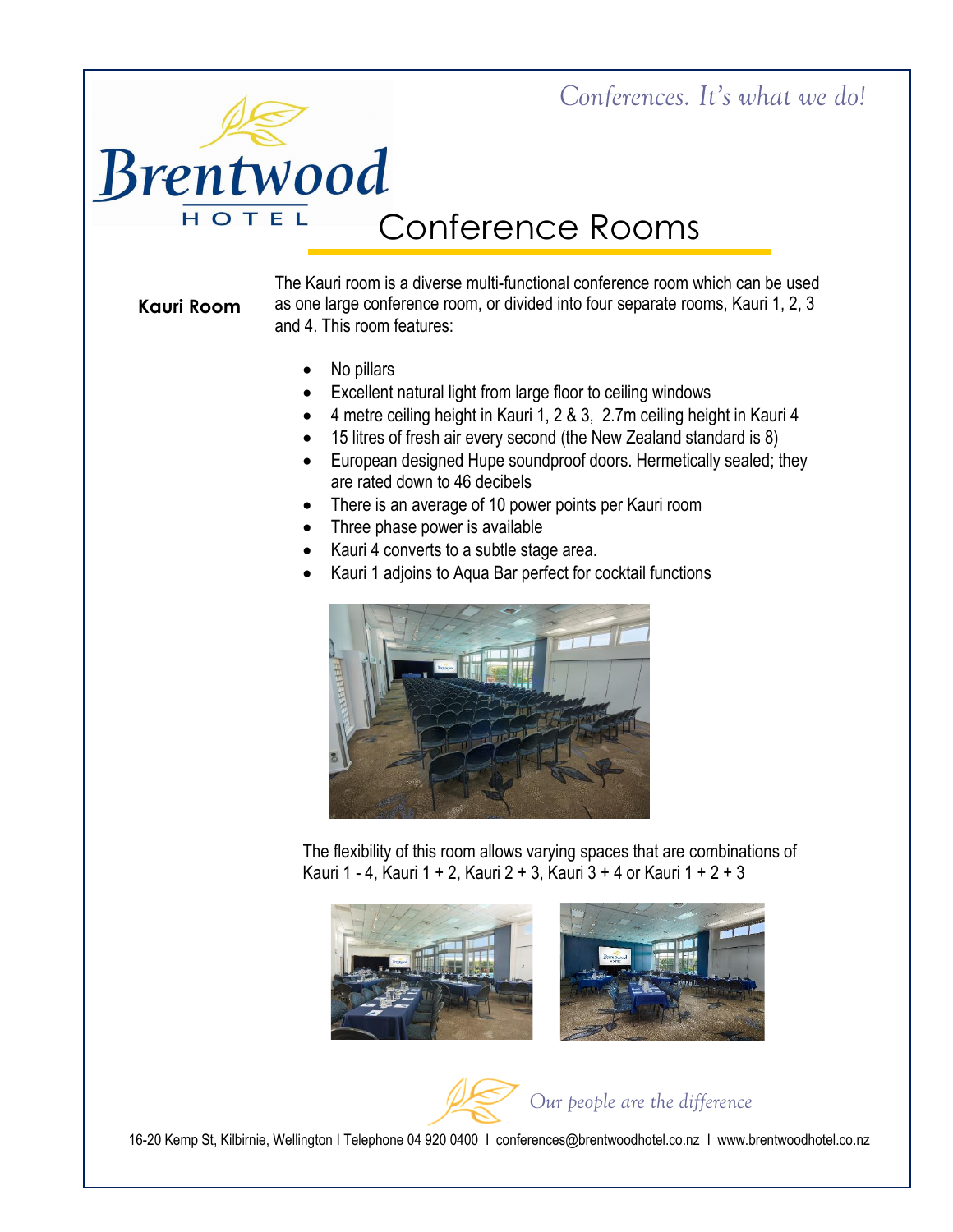*Conferences. It's what we do!*

Brentwood HOTEL

# Conference Rooms

## Kauri Room

The Kauri room is a diverse multi-functional conference room which can be used as one large conference room, or divided into four separate rooms, Kauri 1, 2, 3 and 4. This room features:

- No pillars
- Excellent natural light from large floor to ceiling windows
- 4 metre ceiling height in Kauri 1, 2 & 3, 2.7m ceiling height in Kauri 4
- 15 litres of fresh air every second (the New Zealand standard is 8)
- European designed Hupe soundproof doors. Hermetically sealed; they are rated down to 46 decibels
- There is an average of 10 power points per Kauri room
- Three phase power is available
- Kauri 4 converts to a subtle stage area.
- Kauri 1 adjoins to Aqua Bar perfect for cocktail functions

The flexibility of this room allows varying spaces that are combinations of Kauri 1 - 4, Kauri 1 + 2, Kauri 2 + 3, Kauri 3 + 4 or Kauri 1 + 2 + 3

*Our people are the difference*

16-20 Kemp St, Kilbirnie, Wellington I Telephone 04 920 0400 I conferences@brentwoodhotel.co.nz I www.brentwoodhotel.co.nz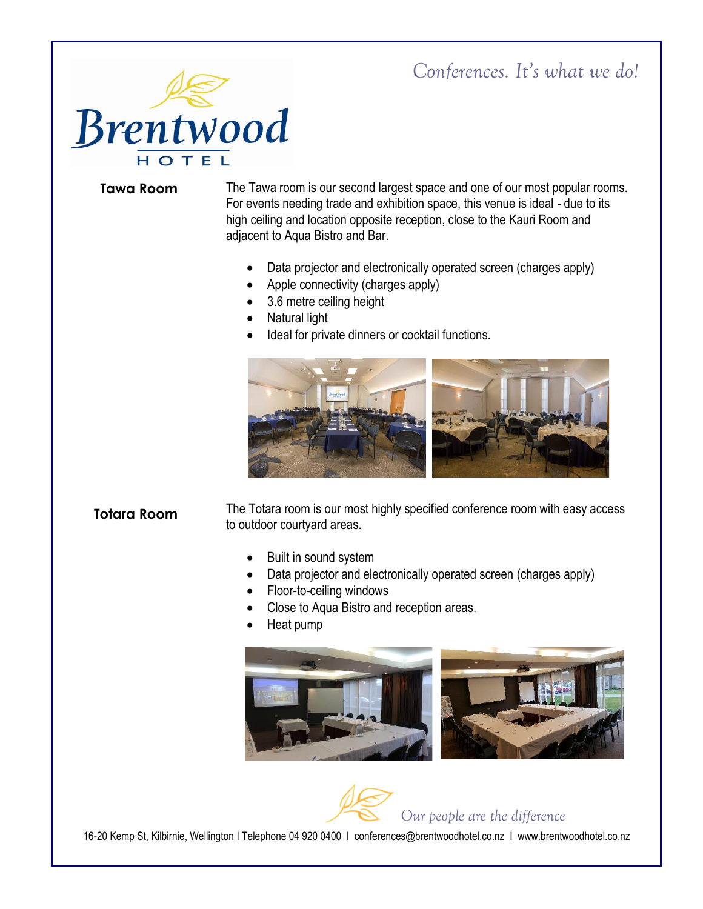Brentwood HOTEL

*Conferences. It's what we do!*

## Tawa Room

The Tawa room is our second largest space and one of our most popular rooms. For events needing trade and exhibition space, this venue is ideal - due to its high ceiling and location opposite reception, close to the Kauri Room and adjacent to Aqua Bistro and Bar.

- Data projector and electronically operated screen (charges apply)
- Apple connectivity (charges apply)
- 3.6 metre ceiling height
- Natural light
- Ideal for private dinners or cocktail functions.

## Totara Room

The Totara room is our most highly specified conference room with easy access to outdoor courtyard areas.

- Built in sound system
- Data projector and electronically operated screen (charges apply)
- Floor-to-ceiling windows
- Close to Aqua Bistro and reception areas.
- Heat pump

*Our people are the difference*

16-20 Kemp St, Kilbirnie, Wellington I Telephone 04 920 0400 I conferences@brentwoodhotel.co.nz I www.brentwoodhotel.co.nz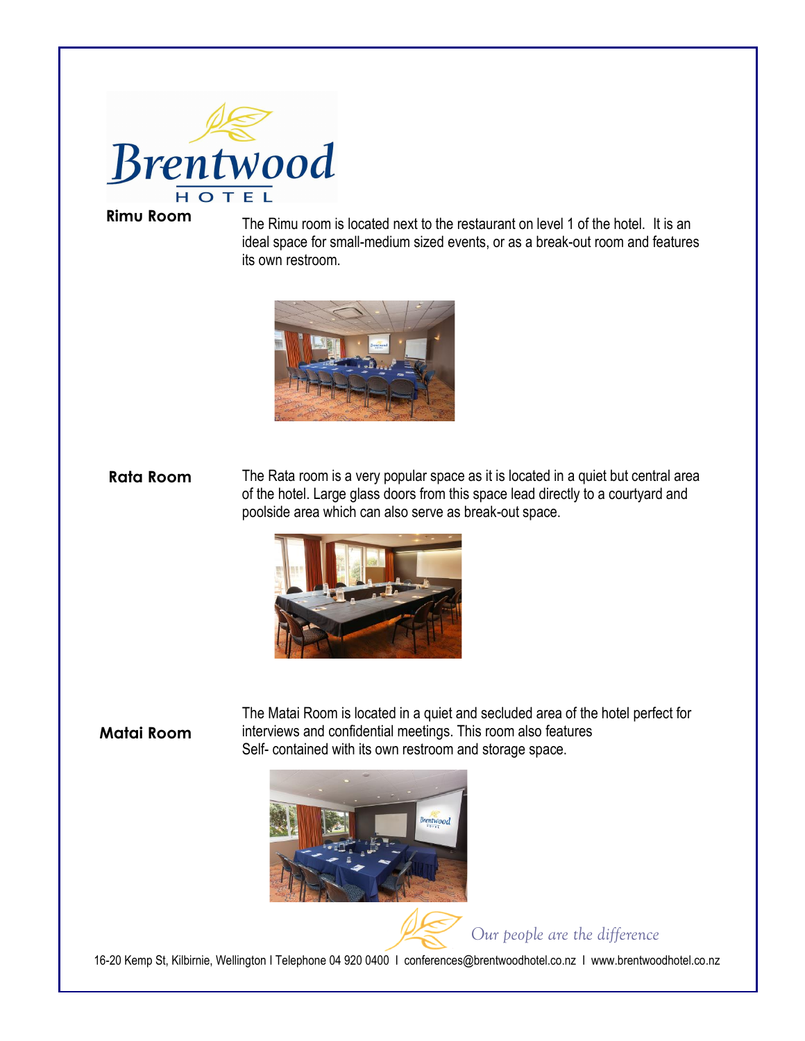## Rimu Room

The Rimu room is located next to the restaurant on level 1 of the hotel. It is an ideal space for small-medium sized events, or as a break-out room and features its own restroom.

## Rata Room

The Rata room is a very popular space as it is located in a quiet but central area of the hotel. Large glass doors from this space lead directly to a courtyard and poolside area which can also serve as break-out space.

## Matai Room

The Matai Room is located in a quiet and secluded area of the hotel perfect for interviews and confidential meetings. This room also features Self- contained with its own restroom and storage space.

*Our people are the difference*

16-20 Kemp St, Kilbirnie, Wellington I Telephone 04 920 0400 I conferences@brentwoodhotel.co.nz I www.brentwoodhotel.co.nz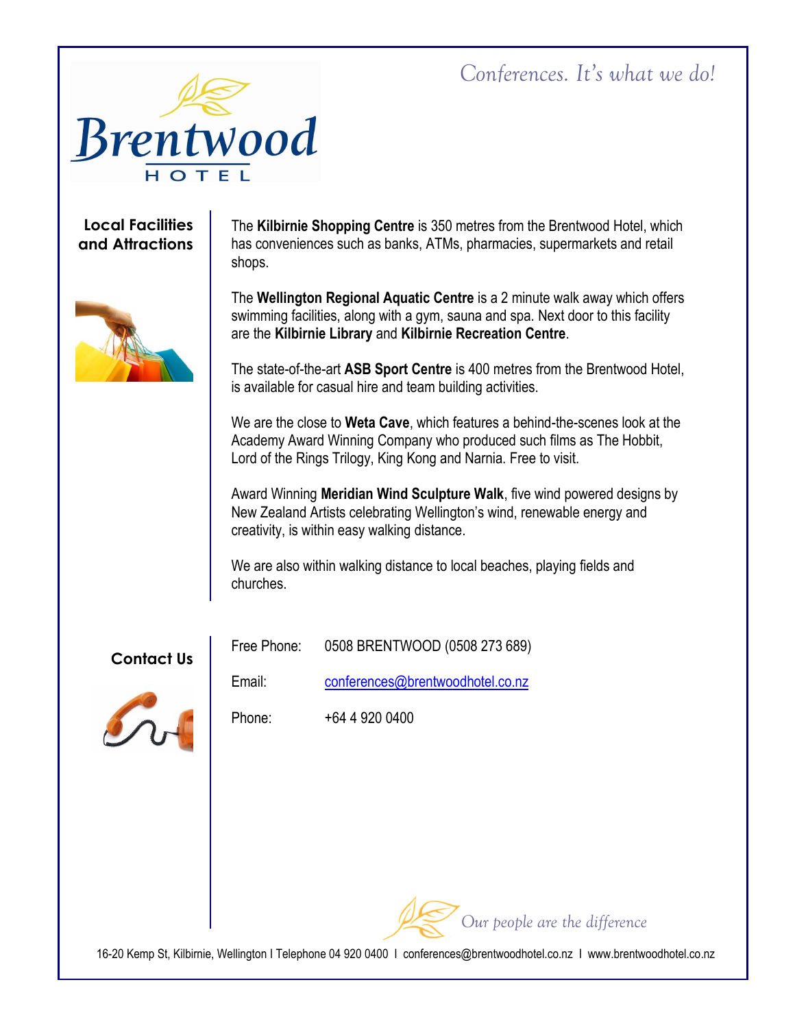Brentwood HOTEL

*Conferences. It's what we do!*

## Local Facilities and Attractions

The **Kilbirnie Shopping Centre** is 350 metres from the Brentwood Hotel, which has conveniences such as banks, ATMs, pharmacies, supermarkets and retail shops.

The **Wellington Regional Aquatic Centre** is a 2 minute walk away which offers swimming facilities, along with a gym, sauna and spa. Next door to this facility are the **Kilbirnie Library** and **Kilbirnie Recreation Centre**.

The state-of-the-art **ASB Sport Centre** is 400 metres from the Brentwood Hotel, is available for casual hire and team building activities.

We are the close to **Weta Cave**, which features a behind-the-scenes look at the Academy Award Winning Company who produced such films as The Hobbit, Lord of the Rings Trilogy, King Kong and Narnia. Free to visit.

Award Winning **Meridian Wind Sculpture Walk**, five wind powered designs by New Zealand Artists celebrating Wellington's wind, renewable energy and creativity, is within easy walking distance.

We are also within walking distance to local beaches, playing fields and churches.

## Contact Us

Free Phone: 0508 BRENTWOOD (0508 273 689)

Email: conferences@brentwoodhotel.co.nz

Phone: +64 4 920 0400

*Our people are the difference*

16-20 Kemp St, Kilbirnie, Wellington I Telephone 04 920 0400 I conferences@brentwoodhotel.co.nz I www.brentwoodhotel.co.nz